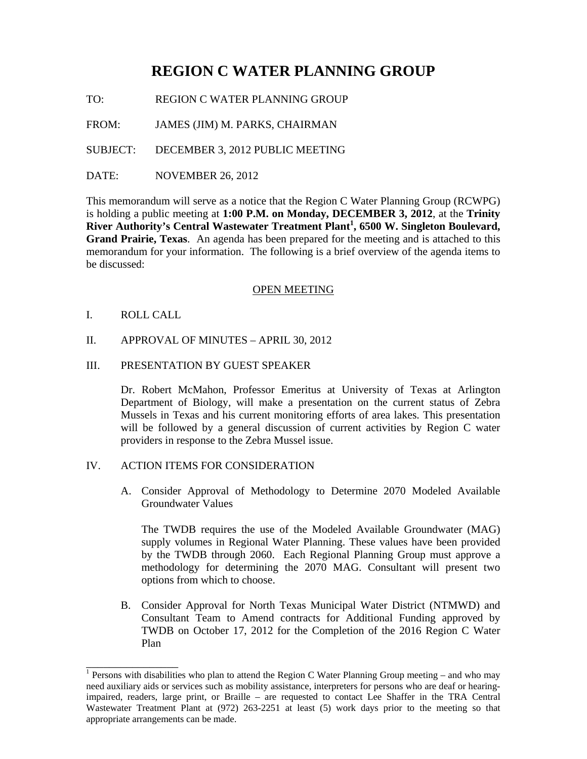# REGION C WATER PLANNING GROUP

TO: REGION C WATER PLANNING GROUP

FROM: JAMES (JIM) M. PARKS, CHAIRMAN

SUBJECT: DECEMBER 3, 2012 PUBLIC MEETING

DATE: NOVEMBER 26, 2012

This memorandum will serve as a notice that the Region C Water Planning Group (RCWPG) is holding a public meeting at **1:00 P.M. on Monday, DECEMBER 3, 2012**, at the **Trinity River Authority's Central Wastewater Treatment Plant[1], 6500 W. Singleton Boulevard, Grand Prairie, Texas**. An agenda has been prepared for the meeting and is attached to this memorandum for your information. The following is a brief overview of the agenda items to be discussed:

## OPEN MEETING

I. ROLL CALL

II. APPROVAL OF MINUTES – APRIL 30, 2012

III. PRESENTATION BY GUEST SPEAKER

Dr. Robert McMahon, Professor Emeritus at University of Texas at Arlington Department of Biology, will make a presentation on the current status of Zebra Mussels in Texas and his current monitoring efforts of area lakes. This presentation will be followed by a general discussion of current activities by Region C water providers in response to the Zebra Mussel issue.

IV. ACTION ITEMS FOR CONSIDERATION

A. Consider Approval of Methodology to Determine 2070 Modeled Available Groundwater Values

The TWDB requires the use of the Modeled Available Groundwater (MAG) supply volumes in Regional Water Planning. These values have been provided by the TWDB through 2060. Each Regional Planning Group must approve a methodology for determining the 2070 MAG. Consultant will present two options from which to choose.

B. Consider Approval for North Texas Municipal Water District (NTMWD) and Consultant Team to Amend contracts for Additional Funding approved by TWDB on October 17, 2012 for the Completion of the 2016 Region C Water Plan

---

[1] Persons with disabilities who plan to attend the Region C Water Planning Group meeting – and who may need auxiliary aids or services such as mobility assistance, interpreters for persons who are deaf or hearing-impaired, readers, large print, or Braille – are requested to contact Lee Shaffer in the TRA Central Wastewater Treatment Plant at (972) 263-2251 at least (5) work days prior to the meeting so that appropriate arrangements can be made.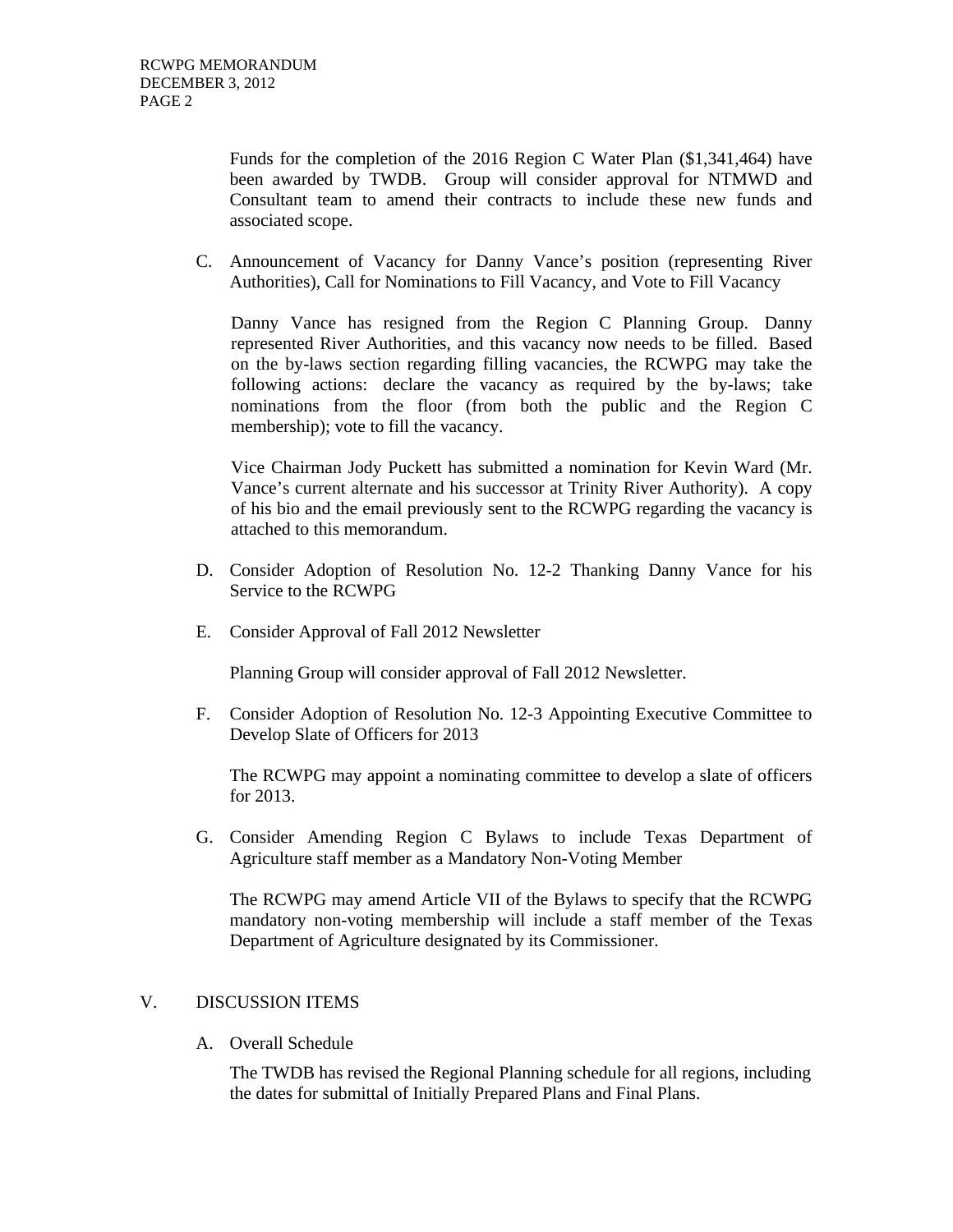Funds for the completion of the 2016 Region C Water Plan ($1,341,464) have been awarded by TWDB. Group will consider approval for NTMWD and Consultant team to amend their contracts to include these new funds and associated scope.

C. Announcement of Vacancy for Danny Vance's position (representing River Authorities), Call for Nominations to Fill Vacancy, and Vote to Fill Vacancy

   Danny Vance has resigned from the Region C Planning Group. Danny represented River Authorities, and this vacancy now needs to be filled. Based on the by-laws section regarding filling vacancies, the RCWPG may take the following actions: declare the vacancy as required by the by-laws; take nominations from the floor (from both the public and the Region C membership); vote to fill the vacancy.

   Vice Chairman Jody Puckett has submitted a nomination for Kevin Ward (Mr. Vance's current alternate and his successor at Trinity River Authority). A copy of his bio and the email previously sent to the RCWPG regarding the vacancy is attached to this memorandum.

D. Consider Adoption of Resolution No. 12-2 Thanking Danny Vance for his Service to the RCWPG

E. Consider Approval of Fall 2012 Newsletter

   Planning Group will consider approval of Fall 2012 Newsletter.

F. Consider Adoption of Resolution No. 12-3 Appointing Executive Committee to Develop Slate of Officers for 2013

   The RCWPG may appoint a nominating committee to develop a slate of officers for 2013.

G. Consider Amending Region C Bylaws to include Texas Department of Agriculture staff member as a Mandatory Non-Voting Member

   The RCWPG may amend Article VII of the Bylaws to specify that the RCWPG mandatory non-voting membership will include a staff member of the Texas Department of Agriculture designated by its Commissioner.

## V. DISCUSSION ITEMS

A. Overall Schedule

   The TWDB has revised the Regional Planning schedule for all regions, including the dates for submittal of Initially Prepared Plans and Final Plans.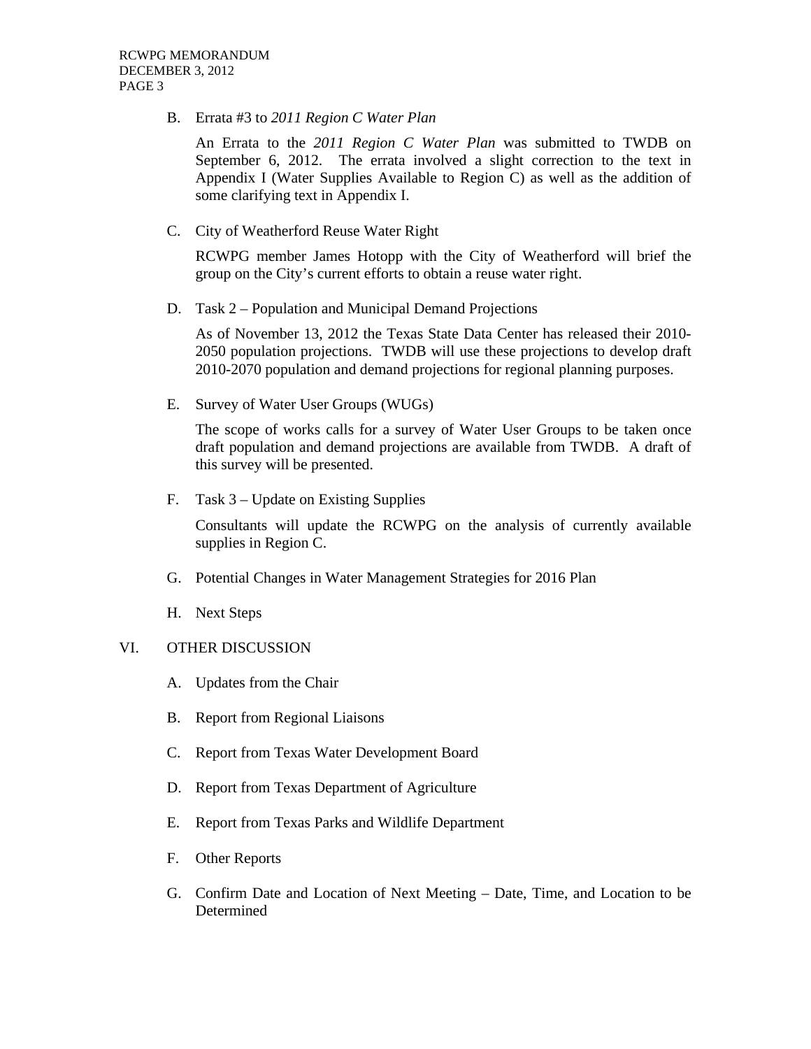B. Errata #3 to *2011 Region C Water Plan*

An Errata to the *2011 Region C Water Plan* was submitted to TWDB on September 6, 2012. The errata involved a slight correction to the text in Appendix I (Water Supplies Available to Region C) as well as the addition of some clarifying text in Appendix I.

C. City of Weatherford Reuse Water Right

RCWPG member James Hotopp with the City of Weatherford will brief the group on the City's current efforts to obtain a reuse water right.

D. Task 2 – Population and Municipal Demand Projections

As of November 13, 2012 the Texas State Data Center has released their 2010-2050 population projections. TWDB will use these projections to develop draft 2010-2070 population and demand projections for regional planning purposes.

E. Survey of Water User Groups (WUGs)

The scope of works calls for a survey of Water User Groups to be taken once draft population and demand projections are available from TWDB. A draft of this survey will be presented.

F. Task 3 – Update on Existing Supplies

Consultants will update the RCWPG on the analysis of currently available supplies in Region C.

G. Potential Changes in Water Management Strategies for 2016 Plan

H. Next Steps

VI. OTHER DISCUSSION

A. Updates from the Chair

B. Report from Regional Liaisons

C. Report from Texas Water Development Board

D. Report from Texas Department of Agriculture

E. Report from Texas Parks and Wildlife Department

F. Other Reports

G. Confirm Date and Location of Next Meeting – Date, Time, and Location to be Determined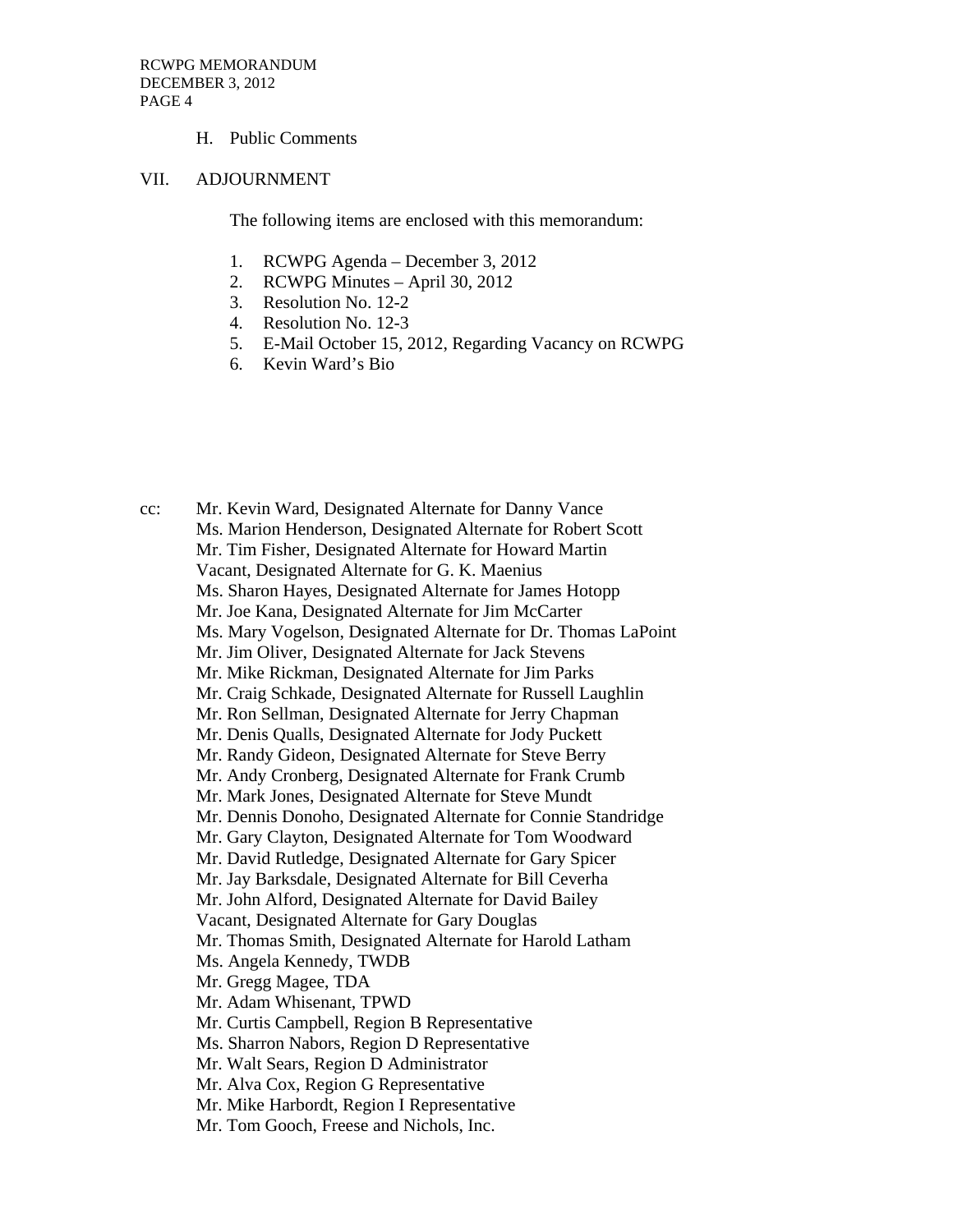H. Public Comments

VII. ADJOURNMENT

The following items are enclosed with this memorandum:

1. RCWPG Agenda – December 3, 2012
2. RCWPG Minutes – April 30, 2012
3. Resolution No. 12-2
4. Resolution No. 12-3
5. E-Mail October 15, 2012, Regarding Vacancy on RCWPG
6. Kevin Ward's Bio

cc: Mr. Kevin Ward, Designated Alternate for Danny Vance
Ms. Marion Henderson, Designated Alternate for Robert Scott
Mr. Tim Fisher, Designated Alternate for Howard Martin
Vacant, Designated Alternate for G. K. Maenius
Ms. Sharon Hayes, Designated Alternate for James Hotopp
Mr. Joe Kana, Designated Alternate for Jim McCarter
Ms. Mary Vogelson, Designated Alternate for Dr. Thomas LaPoint
Mr. Jim Oliver, Designated Alternate for Jack Stevens
Mr. Mike Rickman, Designated Alternate for Jim Parks
Mr. Craig Schkade, Designated Alternate for Russell Laughlin
Mr. Ron Sellman, Designated Alternate for Jerry Chapman
Mr. Denis Qualls, Designated Alternate for Jody Puckett
Mr. Randy Gideon, Designated Alternate for Steve Berry
Mr. Andy Cronberg, Designated Alternate for Frank Crumb
Mr. Mark Jones, Designated Alternate for Steve Mundt
Mr. Dennis Donoho, Designated Alternate for Connie Standridge
Mr. Gary Clayton, Designated Alternate for Tom Woodward
Mr. David Rutledge, Designated Alternate for Gary Spicer
Mr. Jay Barksdale, Designated Alternate for Bill Ceverha
Mr. John Alford, Designated Alternate for David Bailey
Vacant, Designated Alternate for Gary Douglas
Mr. Thomas Smith, Designated Alternate for Harold Latham
Ms. Angela Kennedy, TWDB
Mr. Gregg Magee, TDA
Mr. Adam Whisenant, TPWD
Mr. Curtis Campbell, Region B Representative
Ms. Sharron Nabors, Region D Representative
Mr. Walt Sears, Region D Administrator
Mr. Alva Cox, Region G Representative
Mr. Mike Harbordt, Region I Representative
Mr. Tom Gooch, Freese and Nichols, Inc.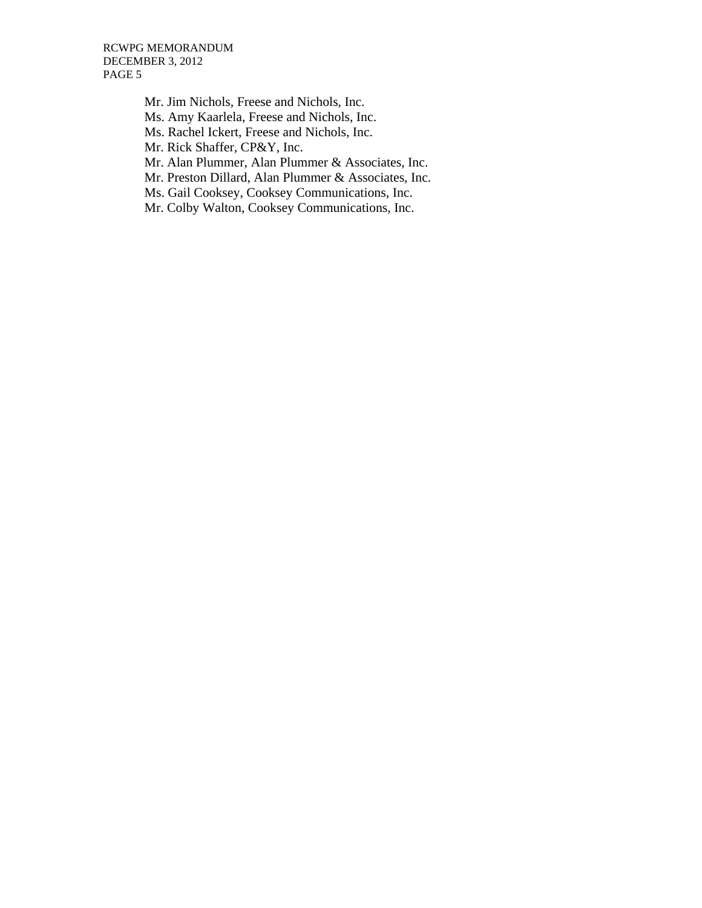Mr. Jim Nichols, Freese and Nichols, Inc.
Ms. Amy Kaarlela, Freese and Nichols, Inc.
Ms. Rachel Ickert, Freese and Nichols, Inc.
Mr. Rick Shaffer, CP&Y, Inc.
Mr. Alan Plummer, Alan Plummer & Associates, Inc.
Mr. Preston Dillard, Alan Plummer & Associates, Inc.
Ms. Gail Cooksey, Cooksey Communications, Inc.
Mr. Colby Walton, Cooksey Communications, Inc.